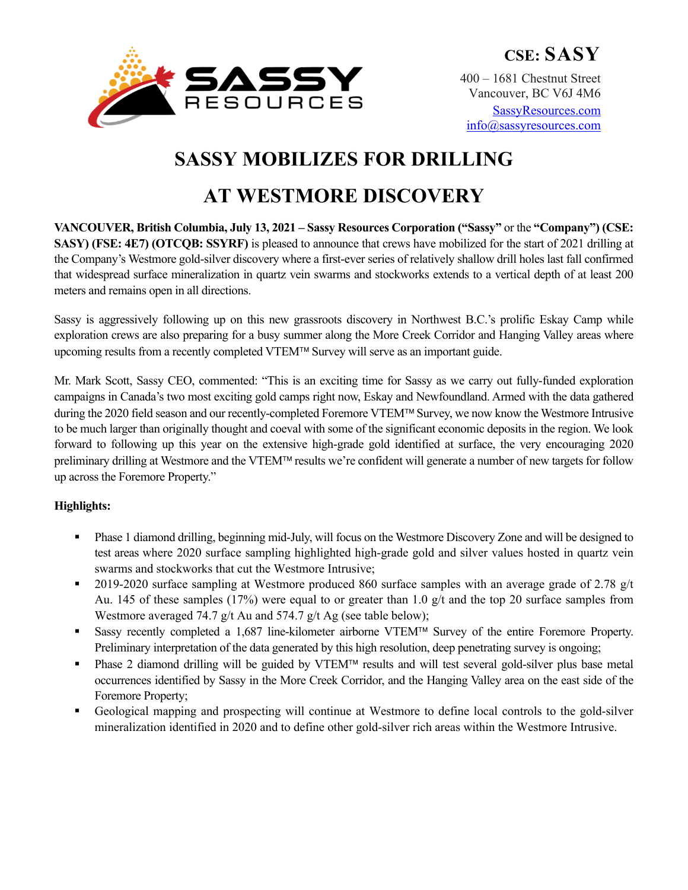**CSE: SASY**

400 – 1681 Chestnut Street
Vancouver, BC V6J 4M6
SassyResources.com
info@sassyresources.com

# SASSY MOBILIZES FOR DRILLING AT WESTMORE DISCOVERY

**VANCOUVER, British Columbia, July 13, 2021 – Sassy Resources Corporation ("Sassy"** or the **"Company") (CSE: SASY) (FSE: 4E7) (OTCQB: SSYRF)** is pleased to announce that crews have mobilized for the start of 2021 drilling at the Company's Westmore gold-silver discovery where a first-ever series of relatively shallow drill holes last fall confirmed that widespread surface mineralization in quartz vein swarms and stockworks extends to a vertical depth of at least 200 meters and remains open in all directions.

Sassy is aggressively following up on this new grassroots discovery in Northwest B.C.'s prolific Eskay Camp while exploration crews are also preparing for a busy summer along the More Creek Corridor and Hanging Valley areas where upcoming results from a recently completed VTEM™ Survey will serve as an important guide.

Mr. Mark Scott, Sassy CEO, commented: "This is an exciting time for Sassy as we carry out fully-funded exploration campaigns in Canada's two most exciting gold camps right now, Eskay and Newfoundland. Armed with the data gathered during the 2020 field season and our recently-completed Foremore VTEM™ Survey, we now know the Westmore Intrusive to be much larger than originally thought and coeval with some of the significant economic deposits in the region. We look forward to following up this year on the extensive high-grade gold identified at surface, the very encouraging 2020 preliminary drilling at Westmore and the VTEM™ results we're confident will generate a number of new targets for follow up across the Foremore Property."

**Highlights:**

- Phase 1 diamond drilling, beginning mid-July, will focus on the Westmore Discovery Zone and will be designed to test areas where 2020 surface sampling highlighted high-grade gold and silver values hosted in quartz vein swarms and stockworks that cut the Westmore Intrusive;
- 2019-2020 surface sampling at Westmore produced 860 surface samples with an average grade of 2.78 g/t Au. 145 of these samples (17%) were equal to or greater than 1.0 g/t and the top 20 surface samples from Westmore averaged 74.7 g/t Au and 574.7 g/t Ag (see table below);
- Sassy recently completed a 1,687 line-kilometer airborne VTEM™ Survey of the entire Foremore Property. Preliminary interpretation of the data generated by this high resolution, deep penetrating survey is ongoing;
- Phase 2 diamond drilling will be guided by VTEM™ results and will test several gold-silver plus base metal occurrences identified by Sassy in the More Creek Corridor, and the Hanging Valley area on the east side of the Foremore Property;
- Geological mapping and prospecting will continue at Westmore to define local controls to the gold-silver mineralization identified in 2020 and to define other gold-silver rich areas within the Westmore Intrusive.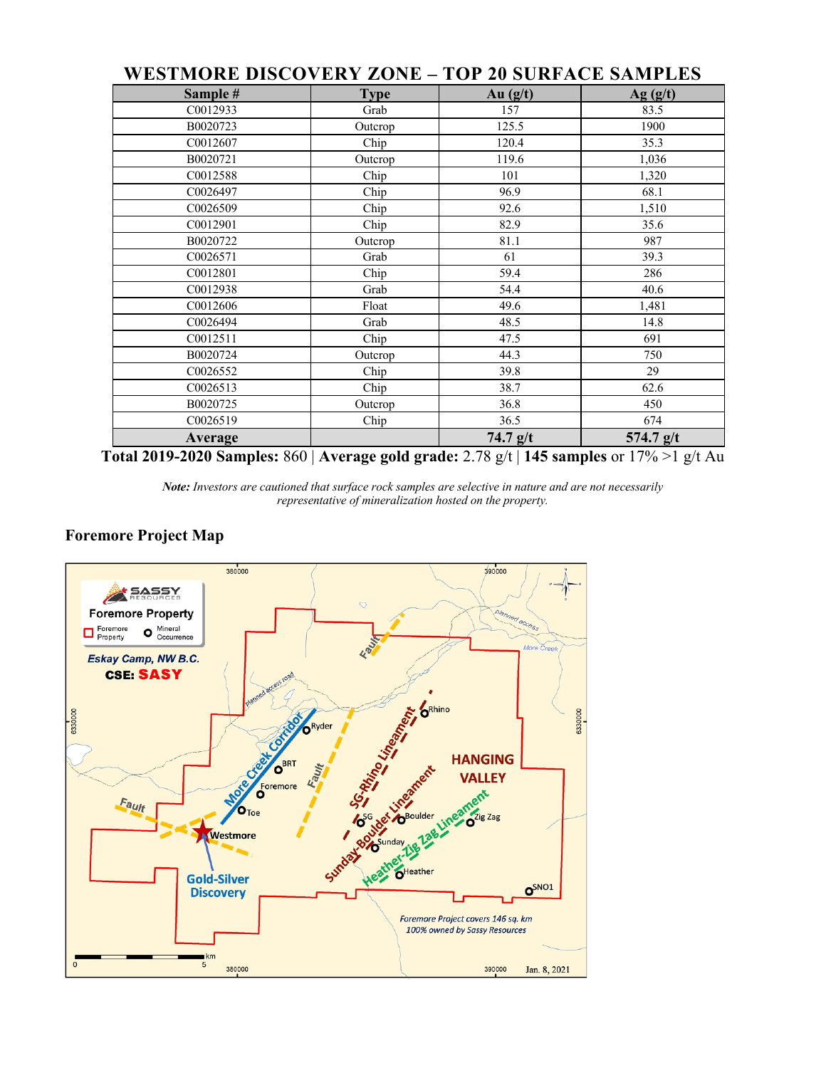## WESTMORE DISCOVERY ZONE – TOP 20 SURFACE SAMPLES

| Sample # | Type | Au (g/t) | Ag (g/t) |
|---|---|---|---|
| C0012933 | Grab | 157 | 83.5 |
| B0020723 | Outcrop | 125.5 | 1900 |
| C0012607 | Chip | 120.4 | 35.3 |
| B0020721 | Outcrop | 119.6 | 1,036 |
| C0012588 | Chip | 101 | 1,320 |
| C0026497 | Chip | 96.9 | 68.1 |
| C0026509 | Chip | 92.6 | 1,510 |
| C0012901 | Chip | 82.9 | 35.6 |
| B0020722 | Outcrop | 81.1 | 987 |
| C0026571 | Grab | 61 | 39.3 |
| C0012801 | Chip | 59.4 | 286 |
| C0012938 | Grab | 54.4 | 40.6 |
| C0012606 | Float | 49.6 | 1,481 |
| C0026494 | Grab | 48.5 | 14.8 |
| C0012511 | Chip | 47.5 | 691 |
| B0020724 | Outcrop | 44.3 | 750 |
| C0026552 | Chip | 39.8 | 29 |
| C0026513 | Chip | 38.7 | 62.6 |
| B0020725 | Outcrop | 36.8 | 450 |
| C0026519 | Chip | 36.5 | 674 |
| **Average** | | **74.7 g/t** | **574.7 g/t** |

**Total 2019-2020 Samples:** 860 | **Average gold grade:** 2.78 g/t | **145 samples** or 17% >1 g/t Au

***Note:** Investors are cautioned that surface rock samples are selective in nature and are not necessarily representative of mineralization hosted on the property.*

### Foremore Project Map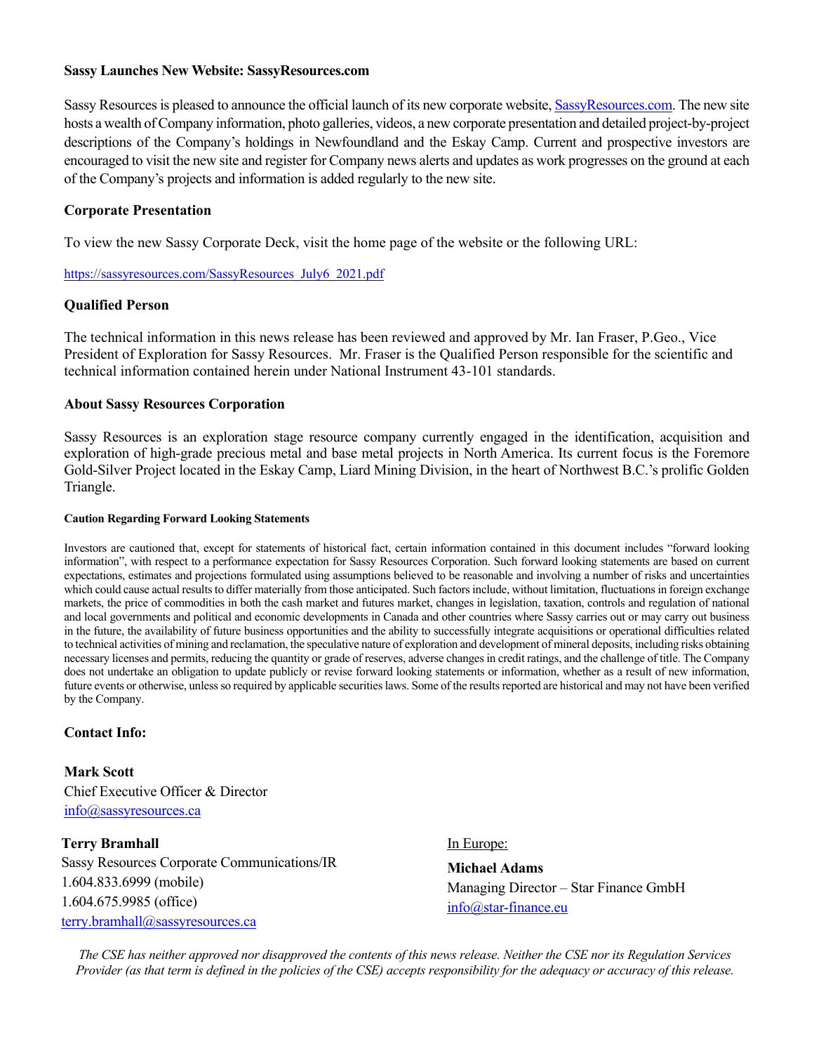### Sassy Launches New Website: SassyResources.com

Sassy Resources is pleased to announce the official launch of its new corporate website, [SassyResources.com](https://sassyresources.com). The new site hosts a wealth of Company information, photo galleries, videos, a new corporate presentation and detailed project-by-project descriptions of the Company's holdings in Newfoundland and the Eskay Camp. Current and prospective investors are encouraged to visit the new site and register for Company news alerts and updates as work progresses on the ground at each of the Company's projects and information is added regularly to the new site.

### Corporate Presentation

To view the new Sassy Corporate Deck, visit the home page of the website or the following URL:

https://sassyresources.com/SassyResources_July6_2021.pdf

### Qualified Person

The technical information in this news release has been reviewed and approved by Mr. Ian Fraser, P.Geo., Vice President of Exploration for Sassy Resources. Mr. Fraser is the Qualified Person responsible for the scientific and technical information contained herein under National Instrument 43-101 standards.

### About Sassy Resources Corporation

Sassy Resources is an exploration stage resource company currently engaged in the identification, acquisition and exploration of high-grade precious metal and base metal projects in North America. Its current focus is the Foremore Gold-Silver Project located in the Eskay Camp, Liard Mining Division, in the heart of Northwest B.C.'s prolific Golden Triangle.

#### Caution Regarding Forward Looking Statements

Investors are cautioned that, except for statements of historical fact, certain information contained in this document includes "forward looking information", with respect to a performance expectation for Sassy Resources Corporation. Such forward looking statements are based on current expectations, estimates and projections formulated using assumptions believed to be reasonable and involving a number of risks and uncertainties which could cause actual results to differ materially from those anticipated. Such factors include, without limitation, fluctuations in foreign exchange markets, the price of commodities in both the cash market and futures market, changes in legislation, taxation, controls and regulation of national and local governments and political and economic developments in Canada and other countries where Sassy carries out or may carry out business in the future, the availability of future business opportunities and the ability to successfully integrate acquisitions or operational difficulties related to technical activities of mining and reclamation, the speculative nature of exploration and development of mineral deposits, including risks obtaining necessary licenses and permits, reducing the quantity or grade of reserves, adverse changes in credit ratings, and the challenge of title. The Company does not undertake an obligation to update publicly or revise forward looking statements or information, whether as a result of new information, future events or otherwise, unless so required by applicable securities laws. Some of the results reported are historical and may not have been verified by the Company.

### Contact Info:

**Mark Scott**
Chief Executive Officer & Director
info@sassyresources.ca

**Terry Bramhall**
Sassy Resources Corporate Communications/IR
1.604.833.6999 (mobile)
1.604.675.9985 (office)
terry.bramhall@sassyresources.ca

In Europe:

**Michael Adams**
Managing Director – Star Finance GmbH
info@star-finance.eu

*The CSE has neither approved nor disapproved the contents of this news release. Neither the CSE nor its Regulation Services Provider (as that term is defined in the policies of the CSE) accepts responsibility for the adequacy or accuracy of this release.*